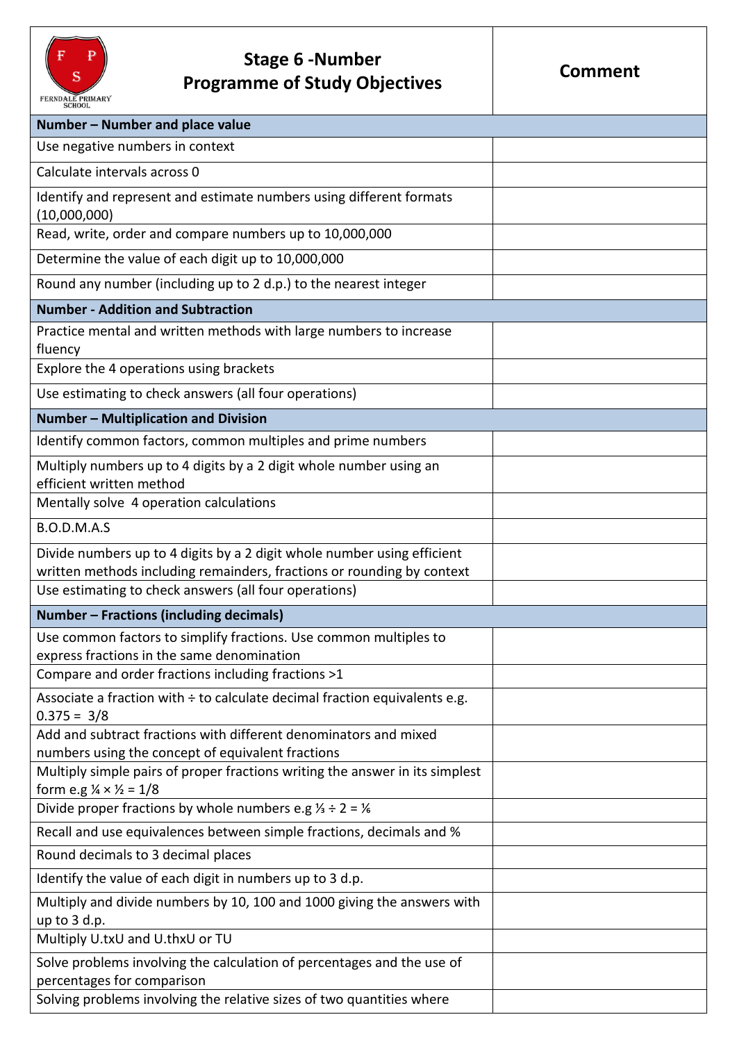| Stage 6 -Number<br>Programme of Study Objectives | Comment |
|---|---|
| **Number – Number and place value** | |
| Use negative numbers in context | |
| Calculate intervals across 0 | |
| Identify and represent and estimate numbers using different formats (10,000,000) | |
| Read, write, order and compare numbers up to 10,000,000 | |
| Determine the value of each digit up to 10,000,000 | |
| Round any number (including up to 2 d.p.) to the nearest integer | |
| **Number - Addition and Subtraction** | |
| Practice mental and written methods with large numbers to increase fluency | |
| Explore the 4 operations using brackets | |
| Use estimating to check answers (all four operations) | |
| **Number – Multiplication and Division** | |
| Identify common factors, common multiples and prime numbers | |
| Multiply numbers up to 4 digits by a 2 digit whole number using an efficient written method | |
| Mentally solve 4 operation calculations | |
| B.O.D.M.A.S | |
| Divide numbers up to 4 digits by a 2 digit whole number using efficient written methods including remainders, fractions or rounding by context | |
| Use estimating to check answers (all four operations) | |
| **Number – Fractions (including decimals)** | |
| Use common factors to simplify fractions. Use common multiples to express fractions in the same denomination | |
| Compare and order fractions including fractions >1 | |
| Associate a fraction with ÷ to calculate decimal fraction equivalents e.g. $0.375 = 3/8$ | |
| Add and subtract fractions with different denominators and mixed numbers using the concept of equivalent fractions | |
| Multiply simple pairs of proper fractions writing the answer in its simplest form e.g $\frac{1}{4} \times \frac{1}{2} = 1/8$ | |
| Divide proper fractions by whole numbers e.g $\frac{1}{3} \div 2 = \frac{1}{6}$ | |
| Recall and use equivalences between simple fractions, decimals and % | |
| Round decimals to 3 decimal places | |
| Identify the value of each digit in numbers up to 3 d.p. | |
| Multiply and divide numbers by 10, 100 and 1000 giving the answers with up to 3 d.p. | |
| Multiply U.txU and U.thxU or TU | |
| Solve problems involving the calculation of percentages and the use of percentages for comparison | |
| Solving problems involving the relative sizes of two quantities where | |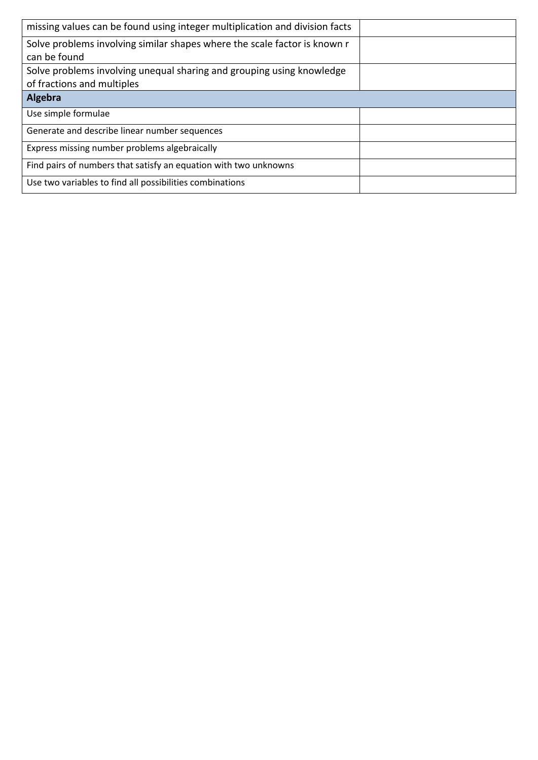| | |
|---|---|
| missing values can be found using integer multiplication and division facts | |
| Solve problems involving similar shapes where the scale factor is known r can be found | |
| Solve problems involving unequal sharing and grouping using knowledge of fractions and multiples | |
| **Algebra** | |
| Use simple formulae | |
| Generate and describe linear number sequences | |
| Express missing number problems algebraically | |
| Find pairs of numbers that satisfy an equation with two unknowns | |
| Use two variables to find all possibilities combinations | |